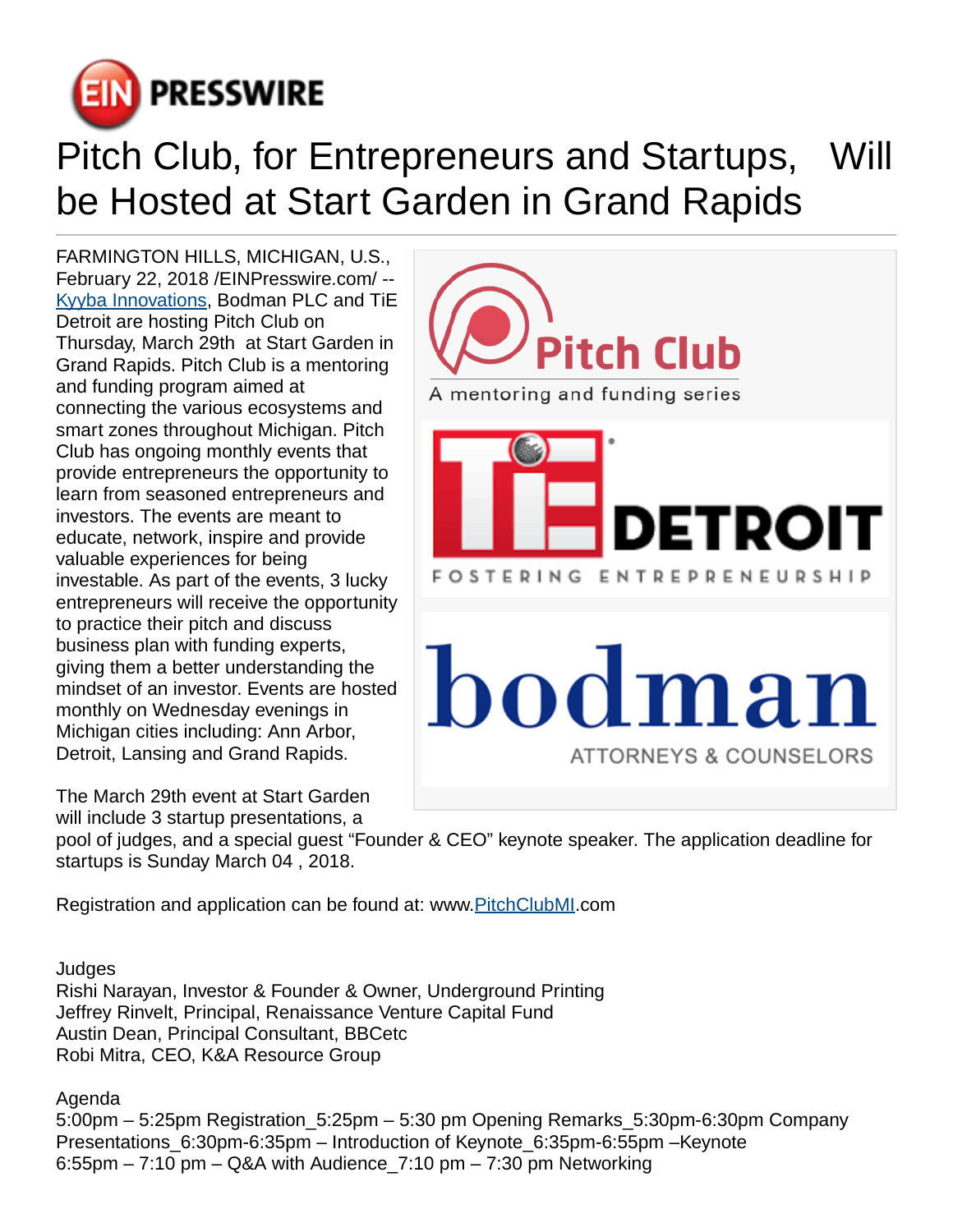# Pitch Club, for Entrepreneurs and Startups, Will be Hosted at Start Garden in Grand Rapids

FARMINGTON HILLS, MICHIGAN, U.S., February 22, 2018 /EINPresswire.com/ -- Kyyba Innovations, Bodman PLC and TiE Detroit are hosting Pitch Club on Thursday, March 29th at Start Garden in Grand Rapids. Pitch Club is a mentoring and funding program aimed at connecting the various ecosystems and smart zones throughout Michigan. Pitch Club has ongoing monthly events that provide entrepreneurs the opportunity to learn from seasoned entrepreneurs and investors. The events are meant to educate, network, inspire and provide valuable experiences for being investable. As part of the events, 3 lucky entrepreneurs will receive the opportunity to practice their pitch and discuss business plan with funding experts, giving them a better understanding the mindset of an investor. Events are hosted monthly on Wednesday evenings in Michigan cities including: Ann Arbor, Detroit, Lansing and Grand Rapids.

The March 29th event at Start Garden will include 3 startup presentations, a pool of judges, and a special guest "Founder & CEO" keynote speaker. The application deadline for startups is Sunday March 04 , 2018.

Registration and application can be found at: www.PitchClubMI.com

Judges
Rishi Narayan, Investor & Founder & Owner, Underground Printing
Jeffrey Rinvelt, Principal, Renaissance Venture Capital Fund
Austin Dean, Principal Consultant, BBCetc
Robi Mitra, CEO, K&A Resource Group

Agenda
5:00pm – 5:25pm Registration_5:25pm – 5:30 pm Opening Remarks_5:30pm-6:30pm Company Presentations_6:30pm-6:35pm – Introduction of Keynote_6:35pm-6:55pm –Keynote
6:55pm – 7:10 pm – Q&A with Audience_7:10 pm – 7:30 pm Networking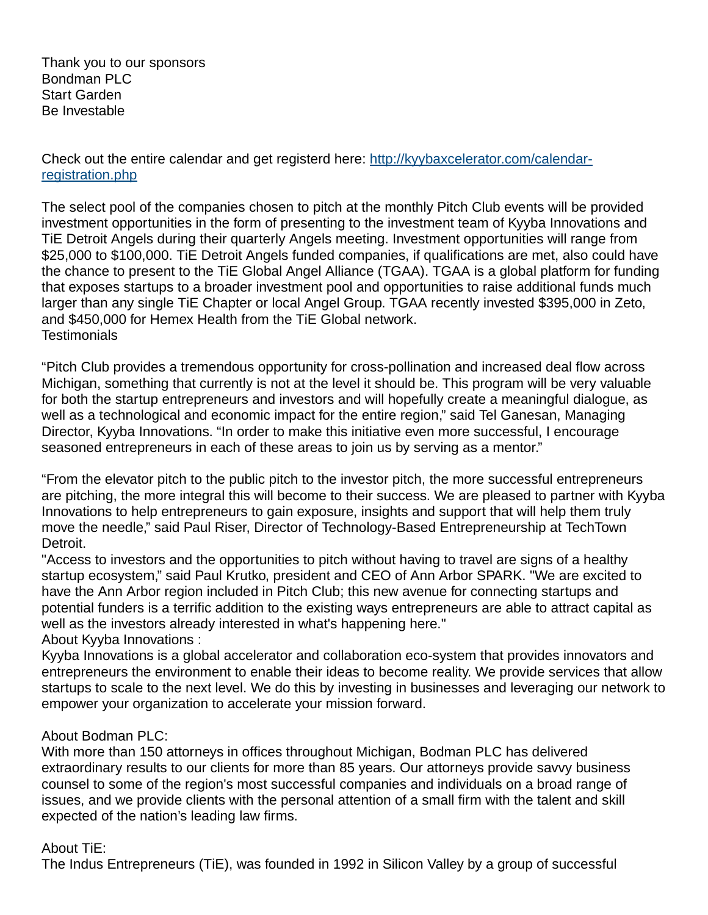Thank you to our sponsors
Bondman PLC
Start Garden
Be Investable

Check out the entire calendar and get registerd here: [http://kyybaxcelerator.com/calendar-registration.php](http://kyybaxcelerator.com/calendar-registration.php)

The select pool of the companies chosen to pitch at the monthly Pitch Club events will be provided investment opportunities in the form of presenting to the investment team of Kyyba Innovations and TiE Detroit Angels during their quarterly Angels meeting. Investment opportunities will range from $25,000 to $100,000. TiE Detroit Angels funded companies, if qualifications are met, also could have the chance to present to the TiE Global Angel Alliance (TGAA). TGAA is a global platform for funding that exposes startups to a broader investment pool and opportunities to raise additional funds much larger than any single TiE Chapter or local Angel Group. TGAA recently invested $395,000 in Zeto, and $450,000 for Hemex Health from the TiE Global network.

Testimonials

“Pitch Club provides a tremendous opportunity for cross-pollination and increased deal flow across Michigan, something that currently is not at the level it should be. This program will be very valuable for both the startup entrepreneurs and investors and will hopefully create a meaningful dialogue, as well as a technological and economic impact for the entire region,” said Tel Ganesan, Managing Director, Kyyba Innovations. “In order to make this initiative even more successful, I encourage seasoned entrepreneurs in each of these areas to join us by serving as a mentor.”

“From the elevator pitch to the public pitch to the investor pitch, the more successful entrepreneurs are pitching, the more integral this will become to their success. We are pleased to partner with Kyyba Innovations to help entrepreneurs to gain exposure, insights and support that will help them truly move the needle,” said Paul Riser, Director of Technology-Based Entrepreneurship at TechTown Detroit.

"Access to investors and the opportunities to pitch without having to travel are signs of a healthy startup ecosystem,” said Paul Krutko, president and CEO of Ann Arbor SPARK. "We are excited to have the Ann Arbor region included in Pitch Club; this new avenue for connecting startups and potential funders is a terrific addition to the existing ways entrepreneurs are able to attract capital as well as the investors already interested in what's happening here."

About Kyyba Innovations :

Kyyba Innovations is a global accelerator and collaboration eco-system that provides innovators and entrepreneurs the environment to enable their ideas to become reality. We provide services that allow startups to scale to the next level. We do this by investing in businesses and leveraging our network to empower your organization to accelerate your mission forward.

About Bodman PLC:

With more than 150 attorneys in offices throughout Michigan, Bodman PLC has delivered extraordinary results to our clients for more than 85 years. Our attorneys provide savvy business counsel to some of the region's most successful companies and individuals on a broad range of issues, and we provide clients with the personal attention of a small firm with the talent and skill expected of the nation’s leading law firms.

About TiE:

The Indus Entrepreneurs (TiE), was founded in 1992 in Silicon Valley by a group of successful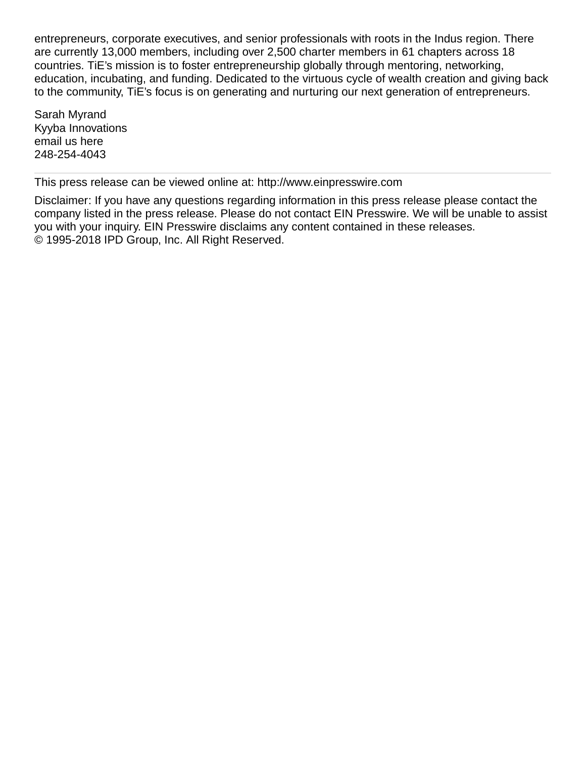entrepreneurs, corporate executives, and senior professionals with roots in the Indus region. There are currently 13,000 members, including over 2,500 charter members in 61 chapters across 18 countries. TiE's mission is to foster entrepreneurship globally through mentoring, networking, education, incubating, and funding. Dedicated to the virtuous cycle of wealth creation and giving back to the community, TiE's focus is on generating and nurturing our next generation of entrepreneurs.

Sarah Myrand  
Kyyba Innovations  
email us here  
248-254-4043

---

This press release can be viewed online at: http://www.einpresswire.com

Disclaimer: If you have any questions regarding information in this press release please contact the company listed in the press release. Please do not contact EIN Presswire. We will be unable to assist you with your inquiry. EIN Presswire disclaims any content contained in these releases.  
© 1995-2018 IPD Group, Inc. All Right Reserved.